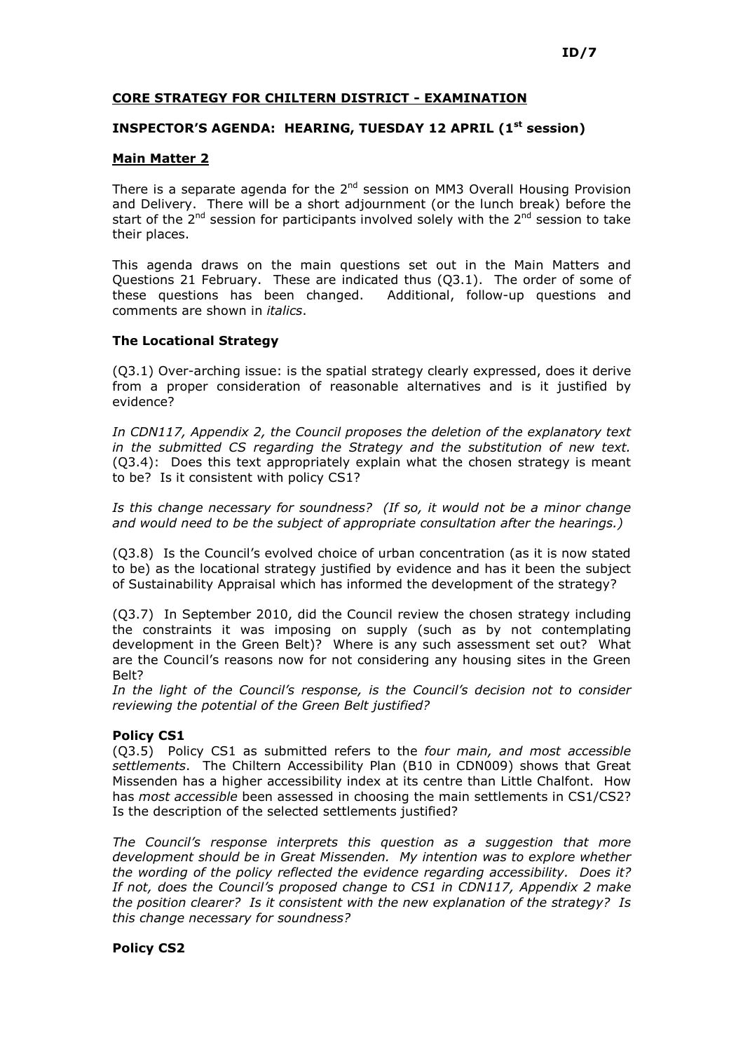ID/7

## CORE STRATEGY FOR CHILTERN DISTRICT - EXAMINATION

## INSPECTOR'S AGENDA: HEARING, TUESDAY 12 APRIL (1st session)

### Main Matter 2

There is a separate agenda for the 2nd session on MM3 Overall Housing Provision and Delivery. There will be a short adjournment (or the lunch break) before the start of the 2nd session for participants involved solely with the 2nd session to take their places.

This agenda draws on the main questions set out in the Main Matters and Questions 21 February. These are indicated thus (Q3.1). The order of some of these questions has been changed. Additional, follow-up questions and comments are shown in *italics*.

### The Locational Strategy

(Q3.1) Over-arching issue: is the spatial strategy clearly expressed, does it derive from a proper consideration of reasonable alternatives and is it justified by evidence?

*In CDN117, Appendix 2, the Council proposes the deletion of the explanatory text in the submitted CS regarding the Strategy and the substitution of new text.* (Q3.4): Does this text appropriately explain what the chosen strategy is meant to be? Is it consistent with policy CS1?

*Is this change necessary for soundness? (If so, it would not be a minor change and would need to be the subject of appropriate consultation after the hearings.)*

(Q3.8) Is the Council's evolved choice of urban concentration (as it is now stated to be) as the locational strategy justified by evidence and has it been the subject of Sustainability Appraisal which has informed the development of the strategy?

(Q3.7) In September 2010, did the Council review the chosen strategy including the constraints it was imposing on supply (such as by not contemplating development in the Green Belt)? Where is any such assessment set out? What are the Council's reasons now for not considering any housing sites in the Green Belt?
*In the light of the Council's response, is the Council's decision not to consider reviewing the potential of the Green Belt justified?*

### Policy CS1

(Q3.5) Policy CS1 as submitted refers to the *four main, and most accessible settlements*. The Chiltern Accessibility Plan (B10 in CDN009) shows that Great Missenden has a higher accessibility index at its centre than Little Chalfont. How has *most accessible* been assessed in choosing the main settlements in CS1/CS2? Is the description of the selected settlements justified?

*The Council's response interprets this question as a suggestion that more development should be in Great Missenden. My intention was to explore whether the wording of the policy reflected the evidence regarding accessibility. Does it? If not, does the Council's proposed change to CS1 in CDN117, Appendix 2 make the position clearer? Is it consistent with the new explanation of the strategy? Is this change necessary for soundness?*

### Policy CS2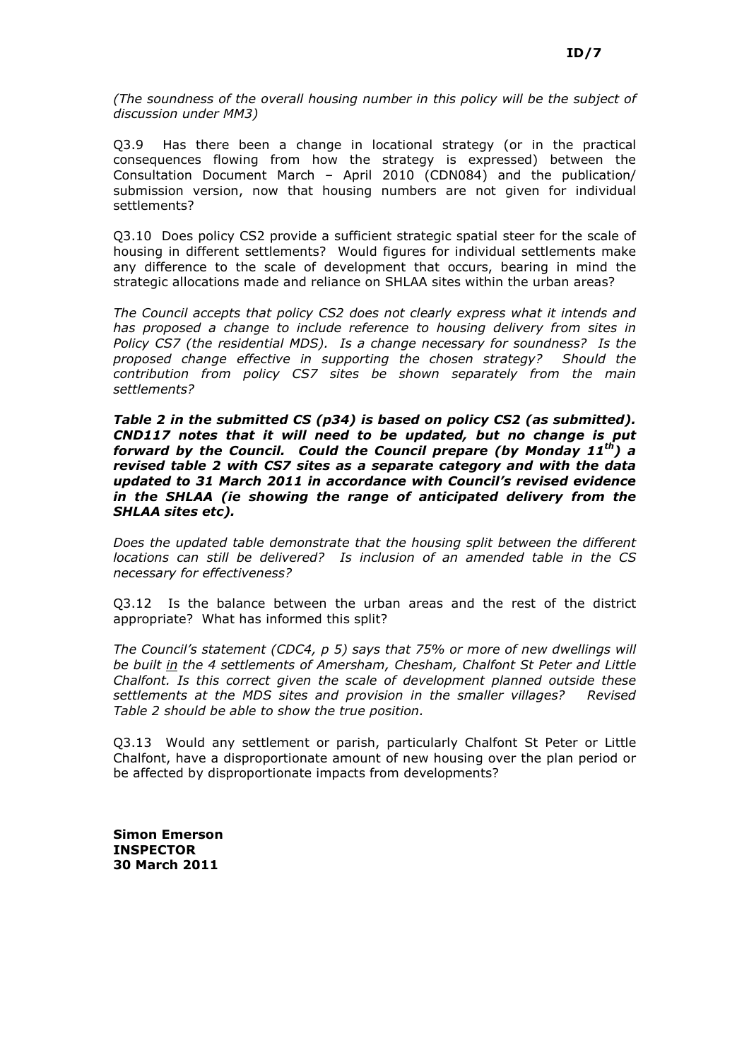*(The soundness of the overall housing number in this policy will be the subject of discussion under MM3)*

Q3.9 Has there been a change in locational strategy (or in the practical consequences flowing from how the strategy is expressed) between the Consultation Document March – April 2010 (CDN084) and the publication/ submission version, now that housing numbers are not given for individual settlements?

Q3.10 Does policy CS2 provide a sufficient strategic spatial steer for the scale of housing in different settlements? Would figures for individual settlements make any difference to the scale of development that occurs, bearing in mind the strategic allocations made and reliance on SHLAA sites within the urban areas?

*The Council accepts that policy CS2 does not clearly express what it intends and has proposed a change to include reference to housing delivery from sites in Policy CS7 (the residential MDS). Is a change necessary for soundness? Is the proposed change effective in supporting the chosen strategy? Should the contribution from policy CS7 sites be shown separately from the main settlements?*

***Table 2 in the submitted CS (p34) is based on policy CS2 (as submitted). CND117 notes that it will need to be updated, but no change is put forward by the Council. Could the Council prepare (by Monday 11th) a revised table 2 with CS7 sites as a separate category and with the data updated to 31 March 2011 in accordance with Council's revised evidence in the SHLAA (ie showing the range of anticipated delivery from the SHLAA sites etc).***

*Does the updated table demonstrate that the housing split between the different locations can still be delivered? Is inclusion of an amended table in the CS necessary for effectiveness?*

Q3.12 Is the balance between the urban areas and the rest of the district appropriate? What has informed this split?

*The Council's statement (CDC4, p 5) says that 75% or more of new dwellings will be built <u>in</u> the 4 settlements of Amersham, Chesham, Chalfont St Peter and Little Chalfont. Is this correct given the scale of development planned outside these settlements at the MDS sites and provision in the smaller villages? Revised Table 2 should be able to show the true position.*

Q3.13 Would any settlement or parish, particularly Chalfont St Peter or Little Chalfont, have a disproportionate amount of new housing over the plan period or be affected by disproportionate impacts from developments?

**Simon Emerson**
**INSPECTOR**
**30 March 2011**